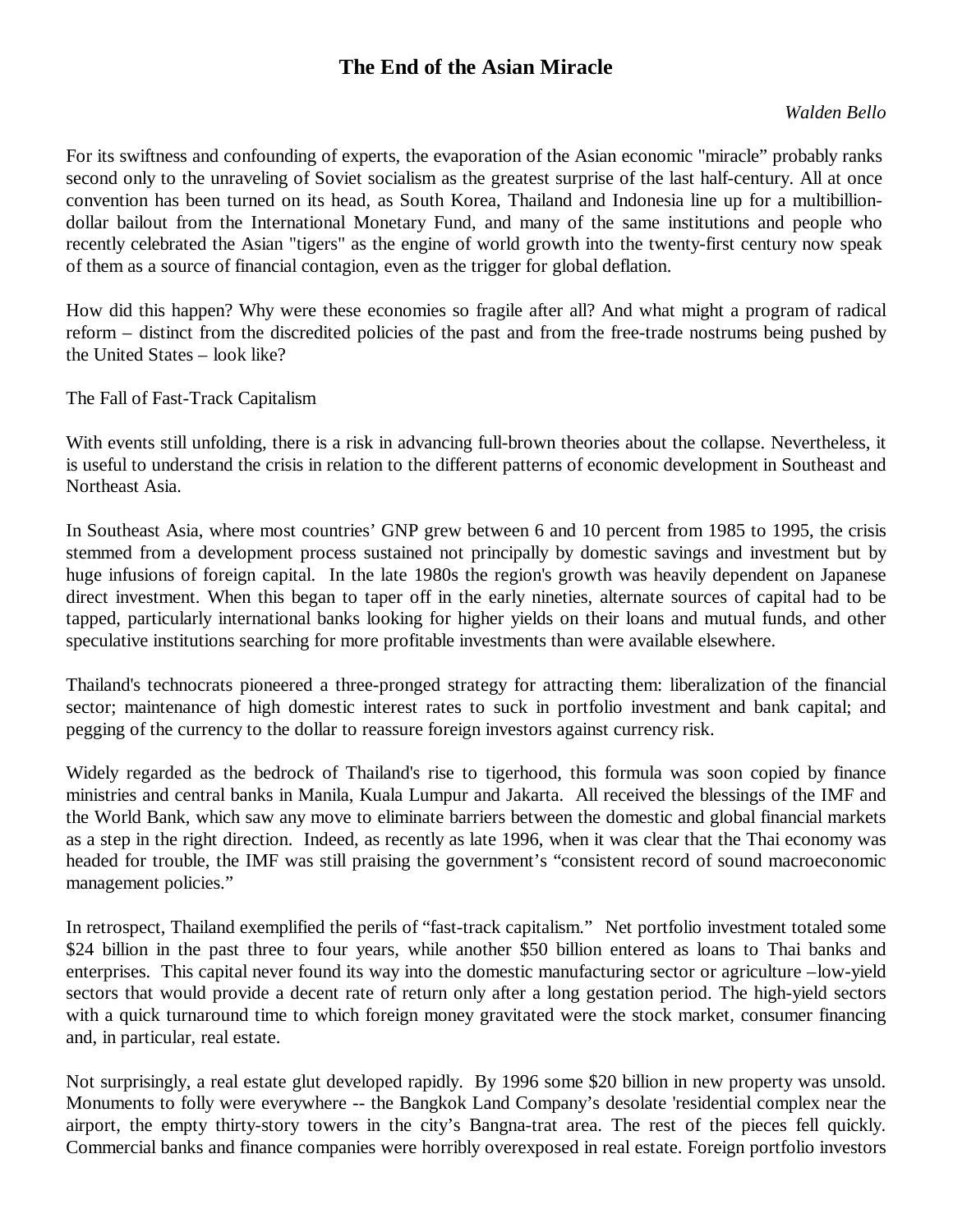# The End of the Asian Miracle

*Walden Bello*

For its swiftness and confounding of experts, the evaporation of the Asian economic "miracle" probably ranks second only to the unraveling of Soviet socialism as the greatest surprise of the last half-century. All at once convention has been turned on its head, as South Korea, Thailand and Indonesia line up for a multibillion-dollar bailout from the International Monetary Fund, and many of the same institutions and people who recently celebrated the Asian "tigers" as the engine of world growth into the twenty-first century now speak of them as a source of financial contagion, even as the trigger for global deflation.

How did this happen? Why were these economies so fragile after all? And what might a program of radical reform – distinct from the discredited policies of the past and from the free-trade nostrums being pushed by the United States – look like?

## The Fall of Fast-Track Capitalism

With events still unfolding, there is a risk in advancing full-brown theories about the collapse. Nevertheless, it is useful to understand the crisis in relation to the different patterns of economic development in Southeast and Northeast Asia.

In Southeast Asia, where most countries' GNP grew between 6 and 10 percent from 1985 to 1995, the crisis stemmed from a development process sustained not principally by domestic savings and investment but by huge infusions of foreign capital. In the late 1980s the region's growth was heavily dependent on Japanese direct investment. When this began to taper off in the early nineties, alternate sources of capital had to be tapped, particularly international banks looking for higher yields on their loans and mutual funds, and other speculative institutions searching for more profitable investments than were available elsewhere.

Thailand's technocrats pioneered a three-pronged strategy for attracting them: liberalization of the financial sector; maintenance of high domestic interest rates to suck in portfolio investment and bank capital; and pegging of the currency to the dollar to reassure foreign investors against currency risk.

Widely regarded as the bedrock of Thailand's rise to tigerhood, this formula was soon copied by finance ministries and central banks in Manila, Kuala Lumpur and Jakarta. All received the blessings of the IMF and the World Bank, which saw any move to eliminate barriers between the domestic and global financial markets as a step in the right direction. Indeed, as recently as late 1996, when it was clear that the Thai economy was headed for trouble, the IMF was still praising the government's "consistent record of sound macroeconomic management policies."

In retrospect, Thailand exemplified the perils of "fast-track capitalism." Net portfolio investment totaled some $24 billion in the past three to four years, while another $50 billion entered as loans to Thai banks and enterprises. This capital never found its way into the domestic manufacturing sector or agriculture –low-yield sectors that would provide a decent rate of return only after a long gestation period. The high-yield sectors with a quick turnaround time to which foreign money gravitated were the stock market, consumer financing and, in particular, real estate.

Not surprisingly, a real estate glut developed rapidly. By 1996 some $20 billion in new property was unsold. Monuments to folly were everywhere -- the Bangkok Land Company's desolate 'residential complex near the airport, the empty thirty-story towers in the city's Bangna-trat area. The rest of the pieces fell quickly. Commercial banks and finance companies were horribly overexposed in real estate. Foreign portfolio investors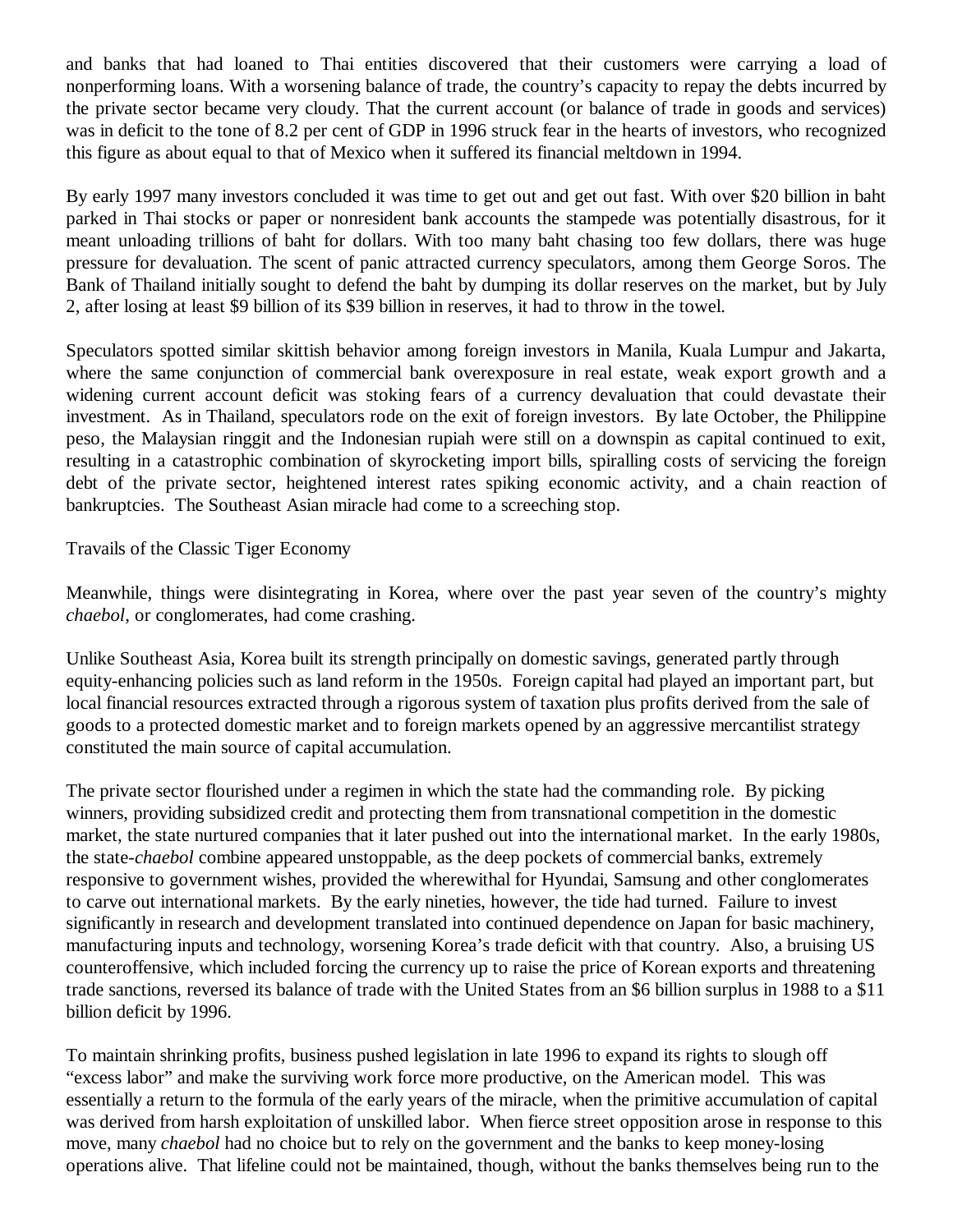and banks that had loaned to Thai entities discovered that their customers were carrying a load of nonperforming loans. With a worsening balance of trade, the country's capacity to repay the debts incurred by the private sector became very cloudy. That the current account (or balance of trade in goods and services) was in deficit to the tone of 8.2 per cent of GDP in 1996 struck fear in the hearts of investors, who recognized this figure as about equal to that of Mexico when it suffered its financial meltdown in 1994.

By early 1997 many investors concluded it was time to get out and get out fast. With over $20 billion in baht parked in Thai stocks or paper or nonresident bank accounts the stampede was potentially disastrous, for it meant unloading trillions of baht for dollars. With too many baht chasing too few dollars, there was huge pressure for devaluation. The scent of panic attracted currency speculators, among them George Soros. The Bank of Thailand initially sought to defend the baht by dumping its dollar reserves on the market, but by July 2, after losing at least $9 billion of its $39 billion in reserves, it had to throw in the towel.

Speculators spotted similar skittish behavior among foreign investors in Manila, Kuala Lumpur and Jakarta, where the same conjunction of commercial bank overexposure in real estate, weak export growth and a widening current account deficit was stoking fears of a currency devaluation that could devastate their investment. As in Thailand, speculators rode on the exit of foreign investors. By late October, the Philippine peso, the Malaysian ringgit and the Indonesian rupiah were still on a downspin as capital continued to exit, resulting in a catastrophic combination of skyrocketing import bills, spiralling costs of servicing the foreign debt of the private sector, heightened interest rates spiking economic activity, and a chain reaction of bankruptcies. The Southeast Asian miracle had come to a screeching stop.

## Travails of the Classic Tiger Economy

Meanwhile, things were disintegrating in Korea, where over the past year seven of the country's mighty *chaebol*, or conglomerates, had come crashing.

Unlike Southeast Asia, Korea built its strength principally on domestic savings, generated partly through equity-enhancing policies such as land reform in the 1950s. Foreign capital had played an important part, but local financial resources extracted through a rigorous system of taxation plus profits derived from the sale of goods to a protected domestic market and to foreign markets opened by an aggressive mercantilist strategy constituted the main source of capital accumulation.

The private sector flourished under a regimen in which the state had the commanding role. By picking winners, providing subsidized credit and protecting them from transnational competition in the domestic market, the state nurtured companies that it later pushed out into the international market. In the early 1980s, the state-*chaebol* combine appeared unstoppable, as the deep pockets of commercial banks, extremely responsive to government wishes, provided the wherewithal for Hyundai, Samsung and other conglomerates to carve out international markets. By the early nineties, however, the tide had turned. Failure to invest significantly in research and development translated into continued dependence on Japan for basic machinery, manufacturing inputs and technology, worsening Korea's trade deficit with that country. Also, a bruising US counteroffensive, which included forcing the currency up to raise the price of Korean exports and threatening trade sanctions, reversed its balance of trade with the United States from an $6 billion surplus in 1988 to a $11 billion deficit by 1996.

To maintain shrinking profits, business pushed legislation in late 1996 to expand its rights to slough off "excess labor" and make the surviving work force more productive, on the American model. This was essentially a return to the formula of the early years of the miracle, when the primitive accumulation of capital was derived from harsh exploitation of unskilled labor. When fierce street opposition arose in response to this move, many *chaebol* had no choice but to rely on the government and the banks to keep money-losing operations alive. That lifeline could not be maintained, though, without the banks themselves being run to the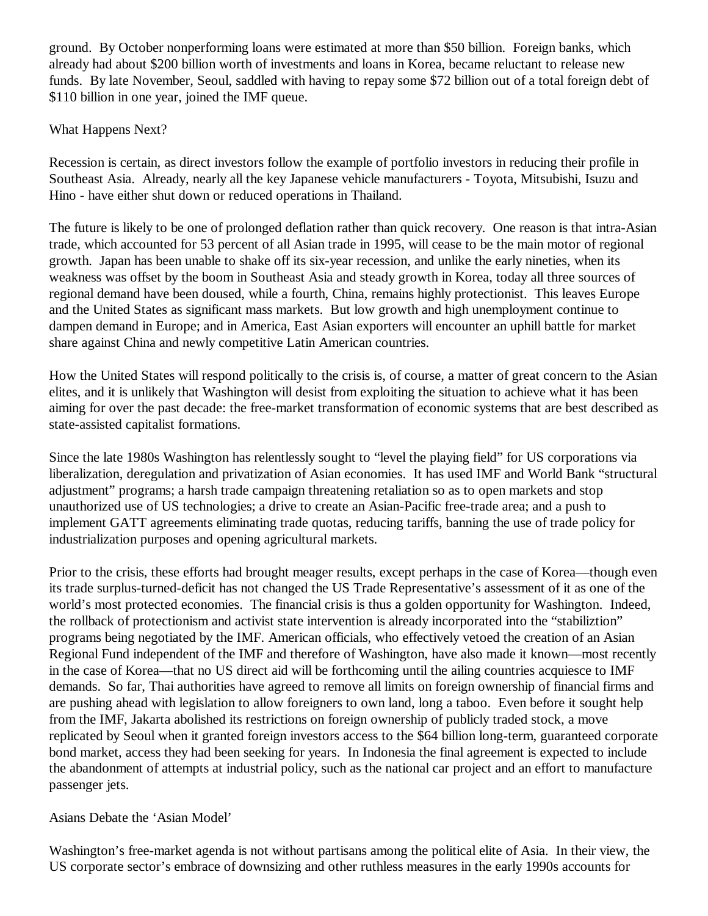ground. By October nonperforming loans were estimated at more than $50 billion. Foreign banks, which already had about $200 billion worth of investments and loans in Korea, became reluctant to release new funds. By late November, Seoul, saddled with having to repay some $72 billion out of a total foreign debt of $110 billion in one year, joined the IMF queue.

## What Happens Next?

Recession is certain, as direct investors follow the example of portfolio investors in reducing their profile in Southeast Asia. Already, nearly all the key Japanese vehicle manufacturers - Toyota, Mitsubishi, Isuzu and Hino - have either shut down or reduced operations in Thailand.

The future is likely to be one of prolonged deflation rather than quick recovery. One reason is that intra-Asian trade, which accounted for 53 percent of all Asian trade in 1995, will cease to be the main motor of regional growth. Japan has been unable to shake off its six-year recession, and unlike the early nineties, when its weakness was offset by the boom in Southeast Asia and steady growth in Korea, today all three sources of regional demand have been doused, while a fourth, China, remains highly protectionist. This leaves Europe and the United States as significant mass markets. But low growth and high unemployment continue to dampen demand in Europe; and in America, East Asian exporters will encounter an uphill battle for market share against China and newly competitive Latin American countries.

How the United States will respond politically to the crisis is, of course, a matter of great concern to the Asian elites, and it is unlikely that Washington will desist from exploiting the situation to achieve what it has been aiming for over the past decade: the free-market transformation of economic systems that are best described as state-assisted capitalist formations.

Since the late 1980s Washington has relentlessly sought to "level the playing field" for US corporations via liberalization, deregulation and privatization of Asian economies. It has used IMF and World Bank "structural adjustment" programs; a harsh trade campaign threatening retaliation so as to open markets and stop unauthorized use of US technologies; a drive to create an Asian-Pacific free-trade area; and a push to implement GATT agreements eliminating trade quotas, reducing tariffs, banning the use of trade policy for industrialization purposes and opening agricultural markets.

Prior to the crisis, these efforts had brought meager results, except perhaps in the case of Korea—though even its trade surplus-turned-deficit has not changed the US Trade Representative's assessment of it as one of the world's most protected economies. The financial crisis is thus a golden opportunity for Washington. Indeed, the rollback of protectionism and activist state intervention is already incorporated into the "stabiliztion" programs being negotiated by the IMF. American officials, who effectively vetoed the creation of an Asian Regional Fund independent of the IMF and therefore of Washington, have also made it known—most recently in the case of Korea—that no US direct aid will be forthcoming until the ailing countries acquiesce to IMF demands. So far, Thai authorities have agreed to remove all limits on foreign ownership of financial firms and are pushing ahead with legislation to allow foreigners to own land, long a taboo. Even before it sought help from the IMF, Jakarta abolished its restrictions on foreign ownership of publicly traded stock, a move replicated by Seoul when it granted foreign investors access to the $64 billion long-term, guaranteed corporate bond market, access they had been seeking for years. In Indonesia the final agreement is expected to include the abandonment of attempts at industrial policy, such as the national car project and an effort to manufacture passenger jets.

## Asians Debate the 'Asian Model'

Washington's free-market agenda is not without partisans among the political elite of Asia. In their view, the US corporate sector's embrace of downsizing and other ruthless measures in the early 1990s accounts for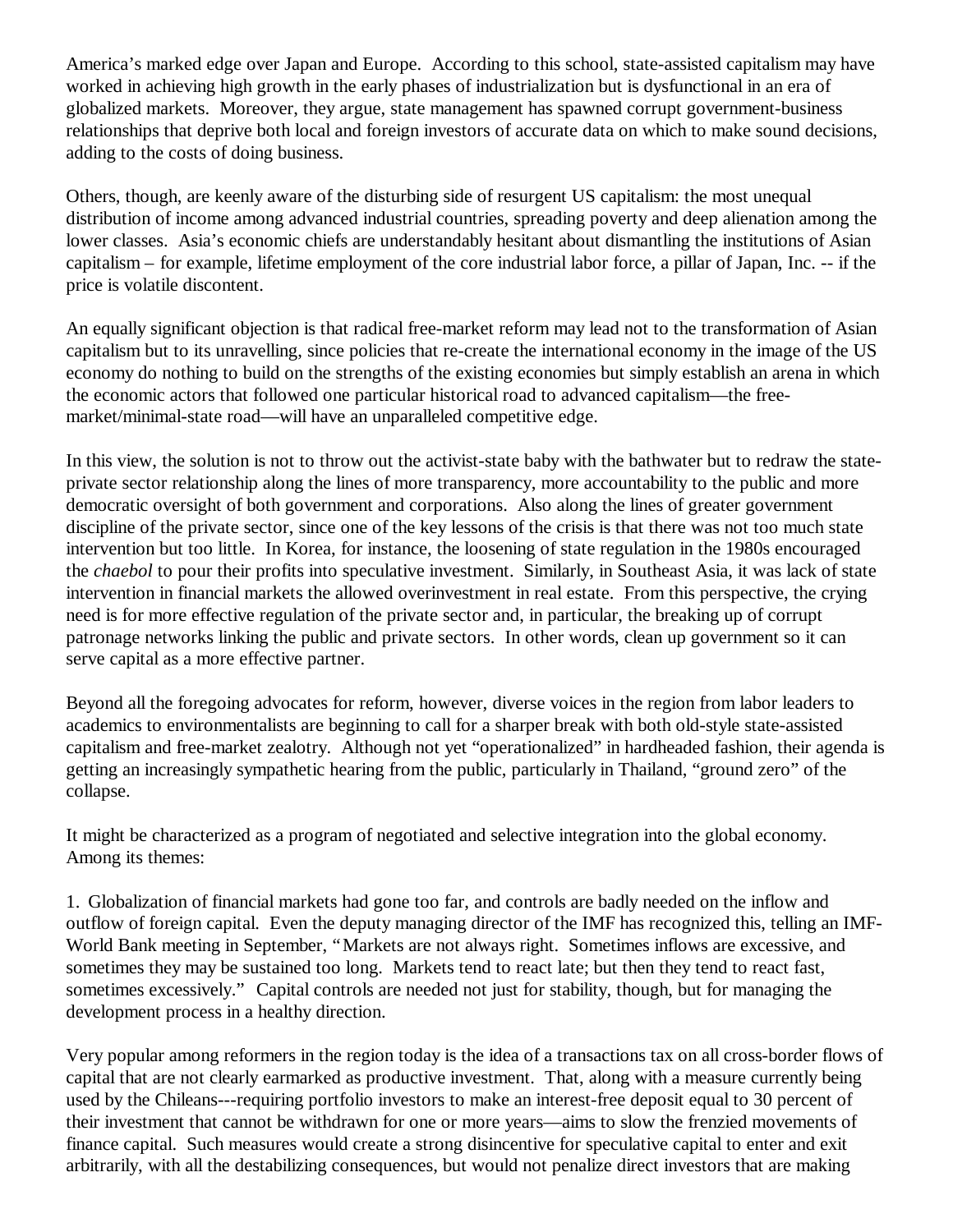America's marked edge over Japan and Europe. According to this school, state-assisted capitalism may have worked in achieving high growth in the early phases of industrialization but is dysfunctional in an era of globalized markets. Moreover, they argue, state management has spawned corrupt government-business relationships that deprive both local and foreign investors of accurate data on which to make sound decisions, adding to the costs of doing business.

Others, though, are keenly aware of the disturbing side of resurgent US capitalism: the most unequal distribution of income among advanced industrial countries, spreading poverty and deep alienation among the lower classes. Asia's economic chiefs are understandably hesitant about dismantling the institutions of Asian capitalism – for example, lifetime employment of the core industrial labor force, a pillar of Japan, Inc. -- if the price is volatile discontent.

An equally significant objection is that radical free-market reform may lead not to the transformation of Asian capitalism but to its unravelling, since policies that re-create the international economy in the image of the US economy do nothing to build on the strengths of the existing economies but simply establish an arena in which the economic actors that followed one particular historical road to advanced capitalism—the free-market/minimal-state road—will have an unparalleled competitive edge.

In this view, the solution is not to throw out the activist-state baby with the bathwater but to redraw the state-private sector relationship along the lines of more transparency, more accountability to the public and more democratic oversight of both government and corporations. Also along the lines of greater government discipline of the private sector, since one of the key lessons of the crisis is that there was not too much state intervention but too little. In Korea, for instance, the loosening of state regulation in the 1980s encouraged the *chaebol* to pour their profits into speculative investment. Similarly, in Southeast Asia, it was lack of state intervention in financial markets the allowed overinvestment in real estate. From this perspective, the crying need is for more effective regulation of the private sector and, in particular, the breaking up of corrupt patronage networks linking the public and private sectors. In other words, clean up government so it can serve capital as a more effective partner.

Beyond all the foregoing advocates for reform, however, diverse voices in the region from labor leaders to academics to environmentalists are beginning to call for a sharper break with both old-style state-assisted capitalism and free-market zealotry. Although not yet "operationalized" in hardheaded fashion, their agenda is getting an increasingly sympathetic hearing from the public, particularly in Thailand, "ground zero" of the collapse.

It might be characterized as a program of negotiated and selective integration into the global economy. Among its themes:

1. Globalization of financial markets had gone too far, and controls are badly needed on the inflow and outflow of foreign capital. Even the deputy managing director of the IMF has recognized this, telling an IMF-World Bank meeting in September, "Markets are not always right. Sometimes inflows are excessive, and sometimes they may be sustained too long. Markets tend to react late; but then they tend to react fast, sometimes excessively." Capital controls are needed not just for stability, though, but for managing the development process in a healthy direction.

Very popular among reformers in the region today is the idea of a transactions tax on all cross-border flows of capital that are not clearly earmarked as productive investment. That, along with a measure currently being used by the Chileans---requiring portfolio investors to make an interest-free deposit equal to 30 percent of their investment that cannot be withdrawn for one or more years—aims to slow the frenzied movements of finance capital. Such measures would create a strong disincentive for speculative capital to enter and exit arbitrarily, with all the destabilizing consequences, but would not penalize direct investors that are making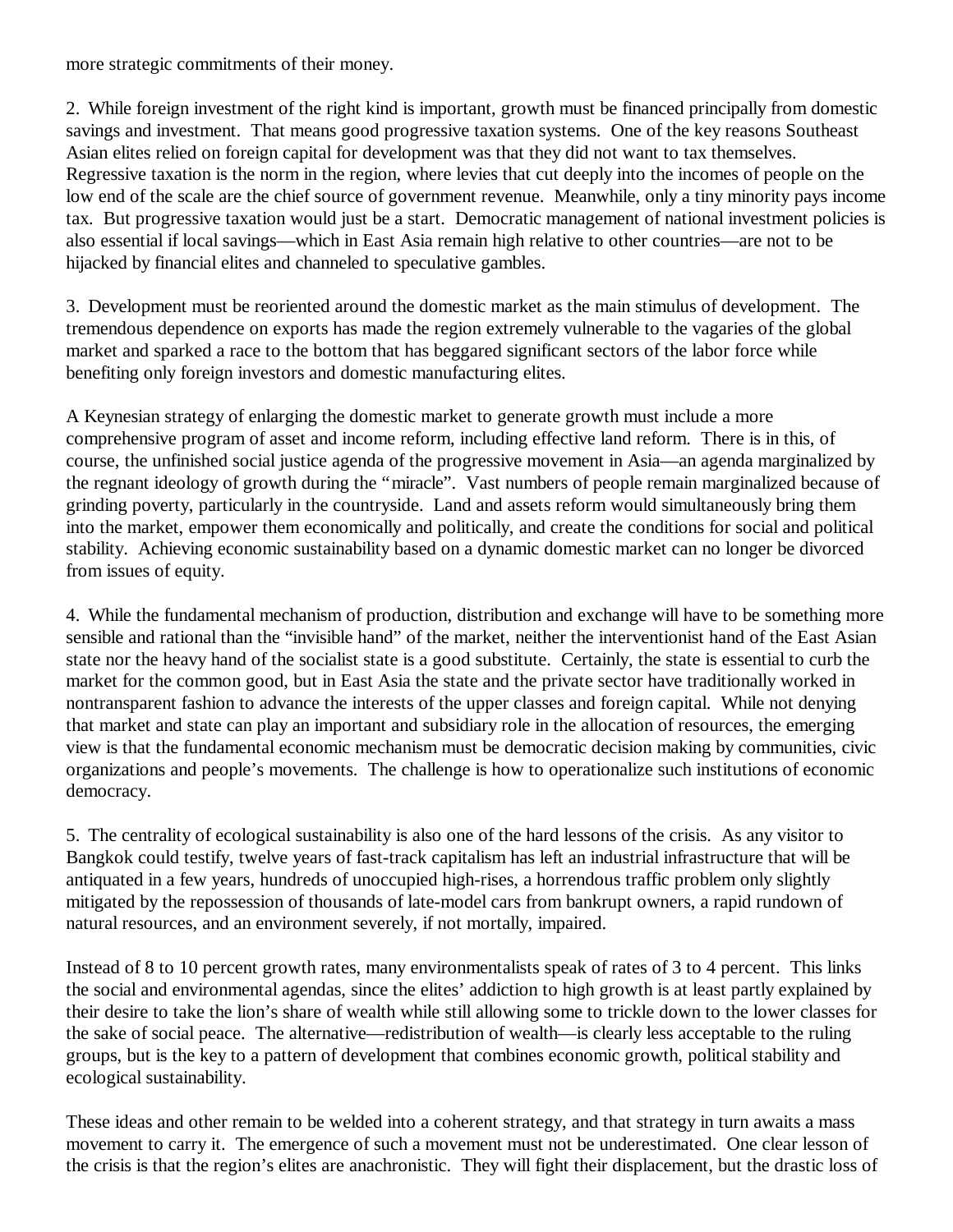more strategic commitments of their money.

2. While foreign investment of the right kind is important, growth must be financed principally from domestic savings and investment. That means good progressive taxation systems. One of the key reasons Southeast Asian elites relied on foreign capital for development was that they did not want to tax themselves. Regressive taxation is the norm in the region, where levies that cut deeply into the incomes of people on the low end of the scale are the chief source of government revenue. Meanwhile, only a tiny minority pays income tax. But progressive taxation would just be a start. Democratic management of national investment policies is also essential if local savings—which in East Asia remain high relative to other countries—are not to be hijacked by financial elites and channeled to speculative gambles.

3. Development must be reoriented around the domestic market as the main stimulus of development. The tremendous dependence on exports has made the region extremely vulnerable to the vagaries of the global market and sparked a race to the bottom that has beggared significant sectors of the labor force while benefiting only foreign investors and domestic manufacturing elites.

A Keynesian strategy of enlarging the domestic market to generate growth must include a more comprehensive program of asset and income reform, including effective land reform. There is in this, of course, the unfinished social justice agenda of the progressive movement in Asia—an agenda marginalized by the regnant ideology of growth during the "miracle". Vast numbers of people remain marginalized because of grinding poverty, particularly in the countryside. Land and assets reform would simultaneously bring them into the market, empower them economically and politically, and create the conditions for social and political stability. Achieving economic sustainability based on a dynamic domestic market can no longer be divorced from issues of equity.

4. While the fundamental mechanism of production, distribution and exchange will have to be something more sensible and rational than the "invisible hand" of the market, neither the interventionist hand of the East Asian state nor the heavy hand of the socialist state is a good substitute. Certainly, the state is essential to curb the market for the common good, but in East Asia the state and the private sector have traditionally worked in nontransparent fashion to advance the interests of the upper classes and foreign capital. While not denying that market and state can play an important and subsidiary role in the allocation of resources, the emerging view is that the fundamental economic mechanism must be democratic decision making by communities, civic organizations and people's movements. The challenge is how to operationalize such institutions of economic democracy.

5. The centrality of ecological sustainability is also one of the hard lessons of the crisis. As any visitor to Bangkok could testify, twelve years of fast-track capitalism has left an industrial infrastructure that will be antiquated in a few years, hundreds of unoccupied high-rises, a horrendous traffic problem only slightly mitigated by the repossession of thousands of late-model cars from bankrupt owners, a rapid rundown of natural resources, and an environment severely, if not mortally, impaired.

Instead of 8 to 10 percent growth rates, many environmentalists speak of rates of 3 to 4 percent. This links the social and environmental agendas, since the elites' addiction to high growth is at least partly explained by their desire to take the lion's share of wealth while still allowing some to trickle down to the lower classes for the sake of social peace. The alternative—redistribution of wealth—is clearly less acceptable to the ruling groups, but is the key to a pattern of development that combines economic growth, political stability and ecological sustainability.

These ideas and other remain to be welded into a coherent strategy, and that strategy in turn awaits a mass movement to carry it. The emergence of such a movement must not be underestimated. One clear lesson of the crisis is that the region's elites are anachronistic. They will fight their displacement, but the drastic loss of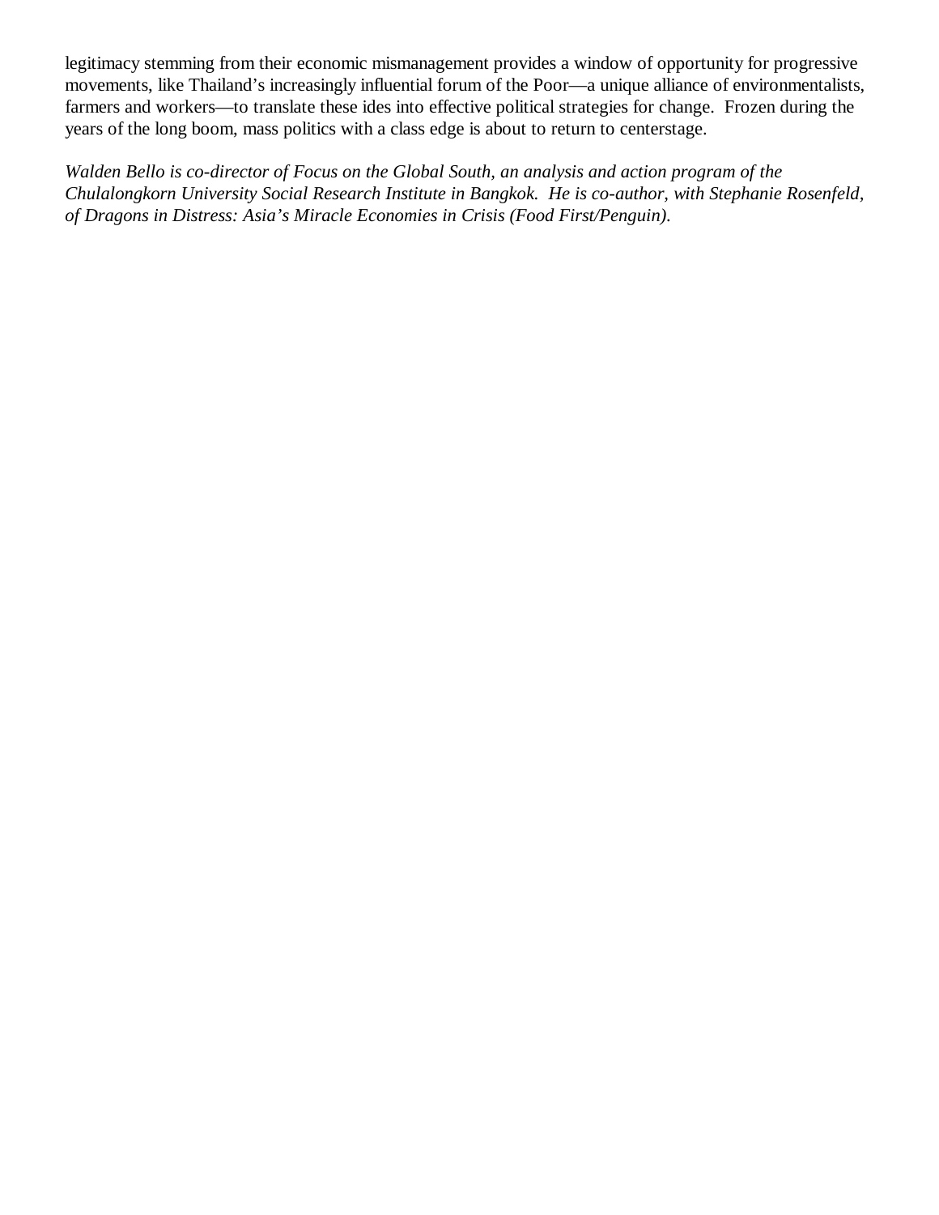legitimacy stemming from their economic mismanagement provides a window of opportunity for progressive movements, like Thailand's increasingly influential forum of the Poor—a unique alliance of environmentalists, farmers and workers—to translate these ides into effective political strategies for change. Frozen during the years of the long boom, mass politics with a class edge is about to return to centerstage.

*Walden Bello is co-director of Focus on the Global South, an analysis and action program of the Chulalongkorn University Social Research Institute in Bangkok. He is co-author, with Stephanie Rosenfeld, of Dragons in Distress: Asia's Miracle Economies in Crisis (Food First/Penguin).*